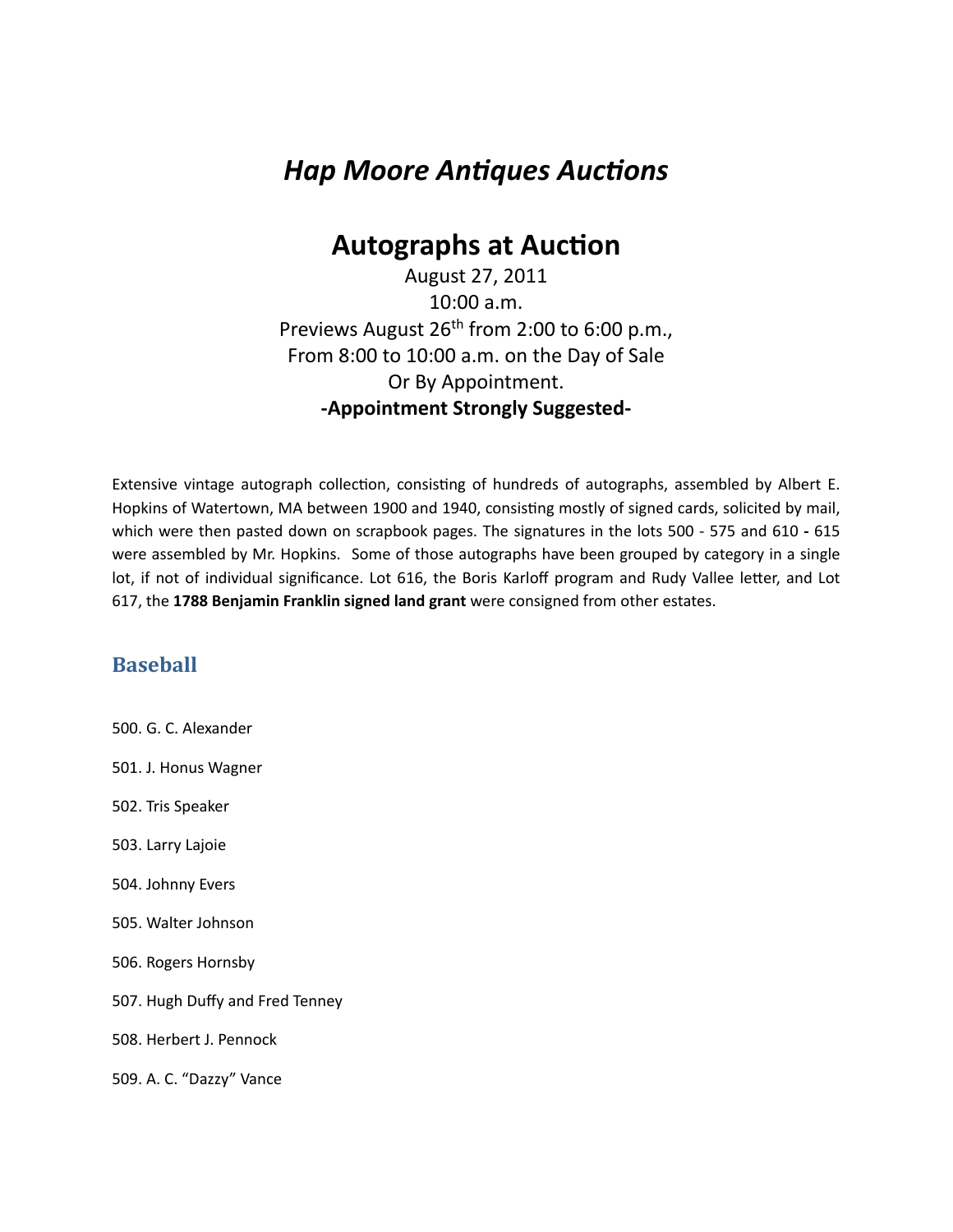# *Hap Moore Antiques Auctions*

## Autographs at Auction

August 27, 2011
10:00 a.m.
Previews August 26th from 2:00 to 6:00 p.m.,
From 8:00 to 10:00 a.m. on the Day of Sale
Or By Appointment.
**-Appointment Strongly Suggested-**

Extensive vintage autograph collection, consisting of hundreds of autographs, assembled by Albert E. Hopkins of Watertown, MA between 1900 and 1940, consisting mostly of signed cards, solicited by mail, which were then pasted down on scrapbook pages. The signatures in the lots 500 - 575 and 610 **-** 615 were assembled by Mr. Hopkins. Some of those autographs have been grouped by category in a single lot, if not of individual significance. Lot 616, the Boris Karloff program and Rudy Vallee letter, and Lot 617, the **1788 Benjamin Franklin signed land grant** were consigned from other estates.

### Baseball

500. G. C. Alexander

501. J. Honus Wagner

502. Tris Speaker

503. Larry Lajoie

504. Johnny Evers

505. Walter Johnson

506. Rogers Hornsby

507. Hugh Duffy and Fred Tenney

508. Herbert J. Pennock

509. A. C. "Dazzy" Vance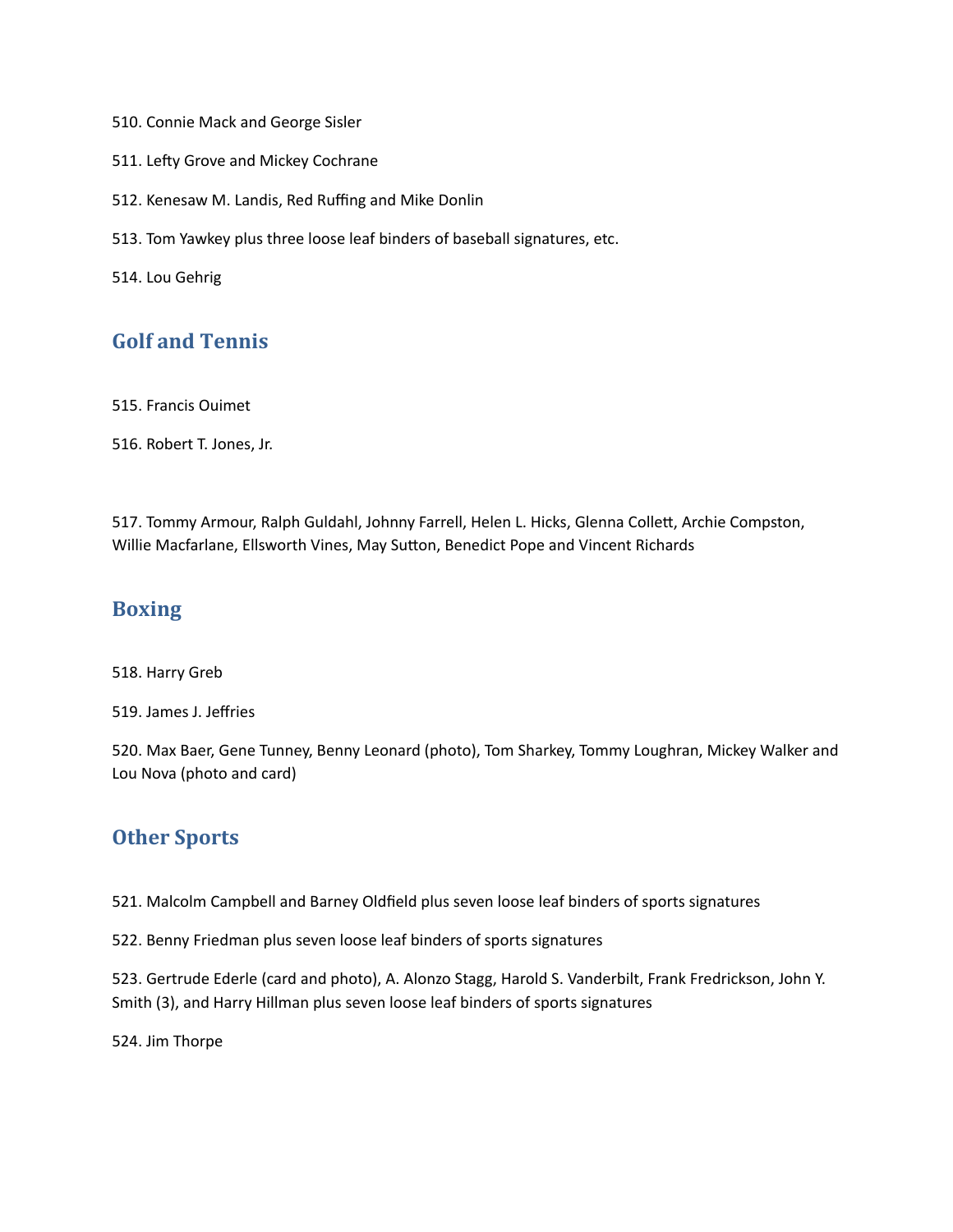510. Connie Mack and George Sisler

511. Lefty Grove and Mickey Cochrane

512. Kenesaw M. Landis, Red Ruffing and Mike Donlin

513. Tom Yawkey plus three loose leaf binders of baseball signatures, etc.

514. Lou Gehrig

## Golf and Tennis

515. Francis Ouimet

516. Robert T. Jones, Jr.

517. Tommy Armour, Ralph Guldahl, Johnny Farrell, Helen L. Hicks, Glenna Collett, Archie Compston, Willie Macfarlane, Ellsworth Vines, May Sutton, Benedict Pope and Vincent Richards

## Boxing

518. Harry Greb

519. James J. Jeffries

520. Max Baer, Gene Tunney, Benny Leonard (photo), Tom Sharkey, Tommy Loughran, Mickey Walker and Lou Nova (photo and card)

## Other Sports

521. Malcolm Campbell and Barney Oldfield plus seven loose leaf binders of sports signatures

522. Benny Friedman plus seven loose leaf binders of sports signatures

523. Gertrude Ederle (card and photo), A. Alonzo Stagg, Harold S. Vanderbilt, Frank Fredrickson, John Y. Smith (3), and Harry Hillman plus seven loose leaf binders of sports signatures

524. Jim Thorpe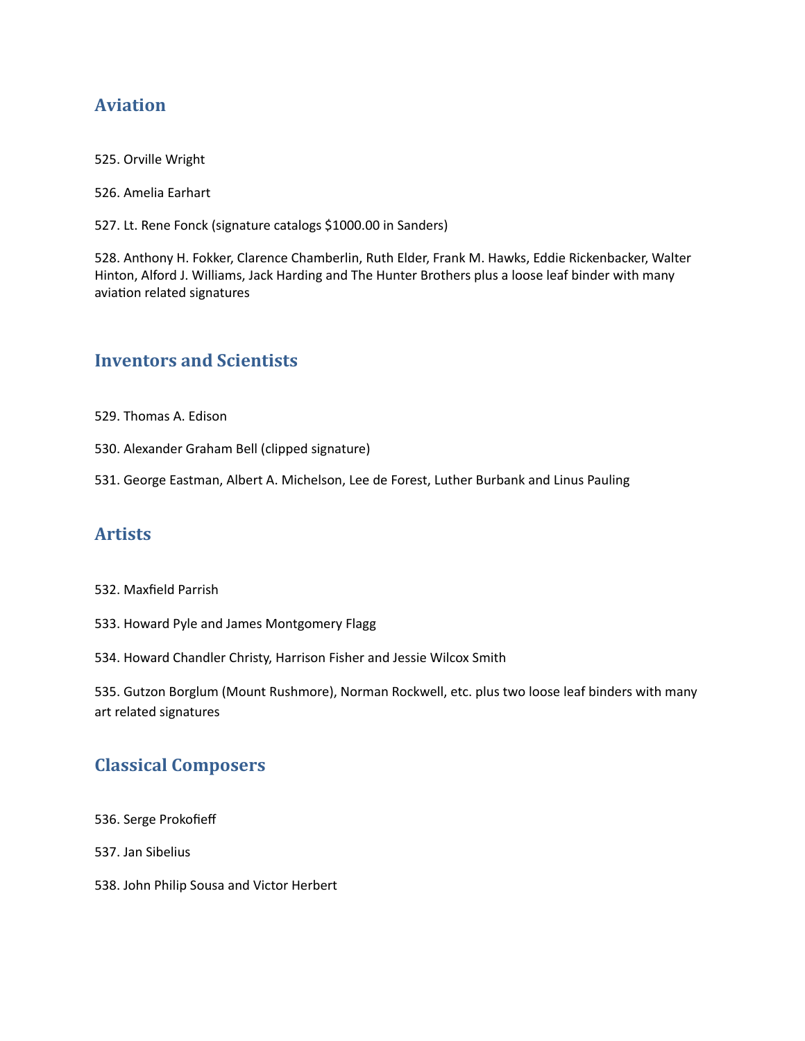## Aviation

525. Orville Wright

526. Amelia Earhart

527. Lt. Rene Fonck (signature catalogs $1000.00 in Sanders)

528. Anthony H. Fokker, Clarence Chamberlin, Ruth Elder, Frank M. Hawks, Eddie Rickenbacker, Walter Hinton, Alford J. Williams, Jack Harding and The Hunter Brothers plus a loose leaf binder with many aviation related signatures

## Inventors and Scientists

529. Thomas A. Edison

530. Alexander Graham Bell (clipped signature)

531. George Eastman, Albert A. Michelson, Lee de Forest, Luther Burbank and Linus Pauling

## Artists

532. Maxfield Parrish

533. Howard Pyle and James Montgomery Flagg

534. Howard Chandler Christy, Harrison Fisher and Jessie Wilcox Smith

535. Gutzon Borglum (Mount Rushmore), Norman Rockwell, etc. plus two loose leaf binders with many art related signatures

## Classical Composers

536. Serge Prokofieff

537. Jan Sibelius

538. John Philip Sousa and Victor Herbert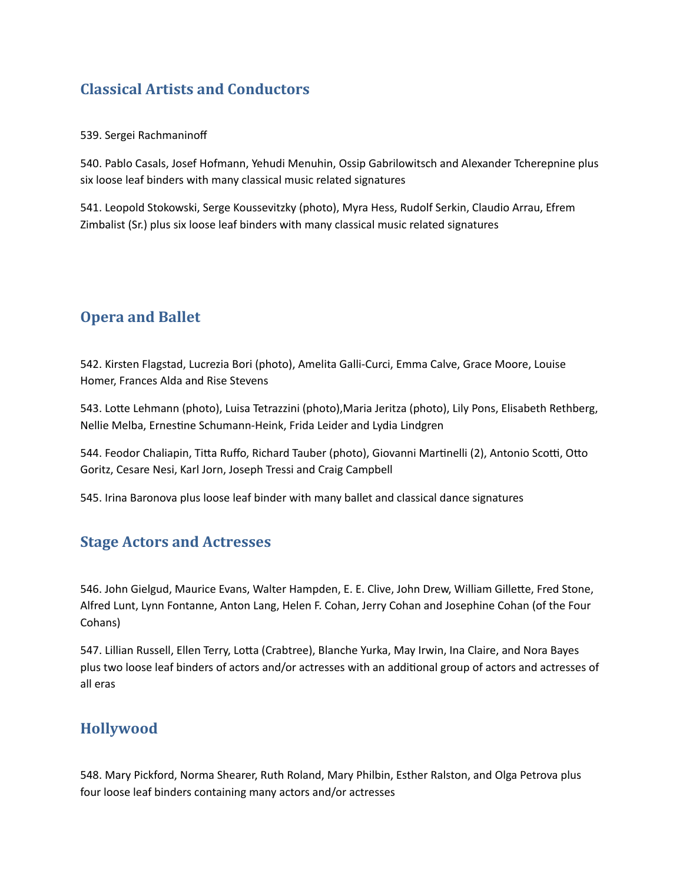## Classical Artists and Conductors

539. Sergei Rachmaninoff

540. Pablo Casals, Josef Hofmann, Yehudi Menuhin, Ossip Gabrilowitsch and Alexander Tcherepnine plus six loose leaf binders with many classical music related signatures

541. Leopold Stokowski, Serge Koussevitzky (photo), Myra Hess, Rudolf Serkin, Claudio Arrau, Efrem Zimbalist (Sr.) plus six loose leaf binders with many classical music related signatures

## Opera and Ballet

542. Kirsten Flagstad, Lucrezia Bori (photo), Amelita Galli-Curci, Emma Calve, Grace Moore, Louise Homer, Frances Alda and Rise Stevens

543. Lotte Lehmann (photo), Luisa Tetrazzini (photo),Maria Jeritza (photo), Lily Pons, Elisabeth Rethberg, Nellie Melba, Ernestine Schumann-Heink, Frida Leider and Lydia Lindgren

544. Feodor Chaliapin, Titta Ruffo, Richard Tauber (photo), Giovanni Martinelli (2), Antonio Scotti, Otto Goritz, Cesare Nesi, Karl Jorn, Joseph Tressi and Craig Campbell

545. Irina Baronova plus loose leaf binder with many ballet and classical dance signatures

## Stage Actors and Actresses

546. John Gielgud, Maurice Evans, Walter Hampden, E. E. Clive, John Drew, William Gillette, Fred Stone, Alfred Lunt, Lynn Fontanne, Anton Lang, Helen F. Cohan, Jerry Cohan and Josephine Cohan (of the Four Cohans)

547. Lillian Russell, Ellen Terry, Lotta (Crabtree), Blanche Yurka, May Irwin, Ina Claire, and Nora Bayes plus two loose leaf binders of actors and/or actresses with an additional group of actors and actresses of all eras

## Hollywood

548. Mary Pickford, Norma Shearer, Ruth Roland, Mary Philbin, Esther Ralston, and Olga Petrova plus four loose leaf binders containing many actors and/or actresses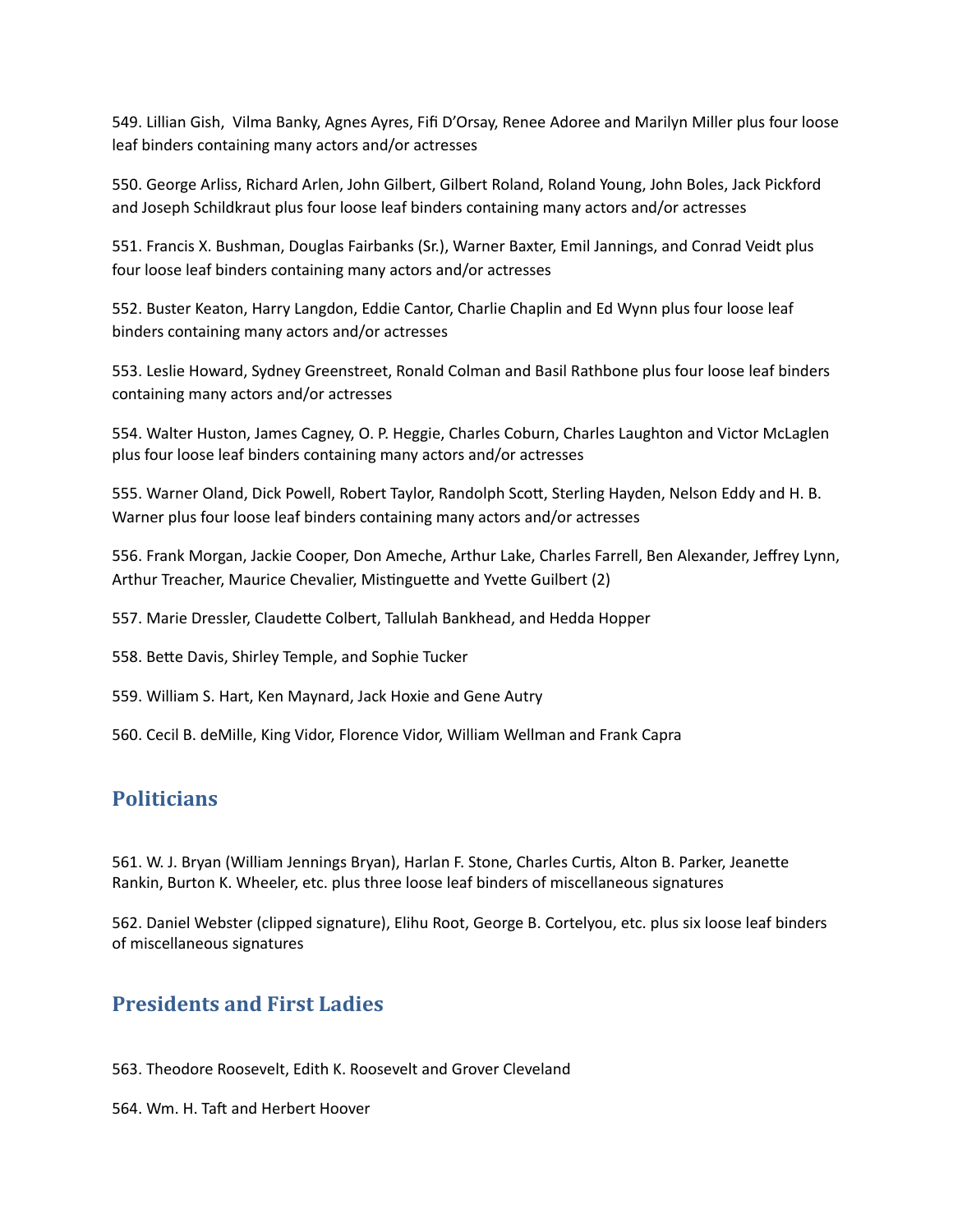549. Lillian Gish,  Vilma Banky, Agnes Ayres, Fifi D'Orsay, Renee Adoree and Marilyn Miller plus four loose leaf binders containing many actors and/or actresses

550. George Arliss, Richard Arlen, John Gilbert, Gilbert Roland, Roland Young, John Boles, Jack Pickford and Joseph Schildkraut plus four loose leaf binders containing many actors and/or actresses

551. Francis X. Bushman, Douglas Fairbanks (Sr.), Warner Baxter, Emil Jannings, and Conrad Veidt plus four loose leaf binders containing many actors and/or actresses

552. Buster Keaton, Harry Langdon, Eddie Cantor, Charlie Chaplin and Ed Wynn plus four loose leaf binders containing many actors and/or actresses

553. Leslie Howard, Sydney Greenstreet, Ronald Colman and Basil Rathbone plus four loose leaf binders containing many actors and/or actresses

554. Walter Huston, James Cagney, O. P. Heggie, Charles Coburn, Charles Laughton and Victor McLaglen plus four loose leaf binders containing many actors and/or actresses

555. Warner Oland, Dick Powell, Robert Taylor, Randolph Scott, Sterling Hayden, Nelson Eddy and H. B. Warner plus four loose leaf binders containing many actors and/or actresses

556. Frank Morgan, Jackie Cooper, Don Ameche, Arthur Lake, Charles Farrell, Ben Alexander, Jeffrey Lynn, Arthur Treacher, Maurice Chevalier, Mistinguette and Yvette Guilbert (2)

557. Marie Dressler, Claudette Colbert, Tallulah Bankhead, and Hedda Hopper

558. Bette Davis, Shirley Temple, and Sophie Tucker

559. William S. Hart, Ken Maynard, Jack Hoxie and Gene Autry

560. Cecil B. deMille, King Vidor, Florence Vidor, William Wellman and Frank Capra

## Politicians

561. W. J. Bryan (William Jennings Bryan), Harlan F. Stone, Charles Curtis, Alton B. Parker, Jeanette Rankin, Burton K. Wheeler, etc. plus three loose leaf binders of miscellaneous signatures

562. Daniel Webster (clipped signature), Elihu Root, George B. Cortelyou, etc. plus six loose leaf binders of miscellaneous signatures

## Presidents and First Ladies

563. Theodore Roosevelt, Edith K. Roosevelt and Grover Cleveland

564. Wm. H. Taft and Herbert Hoover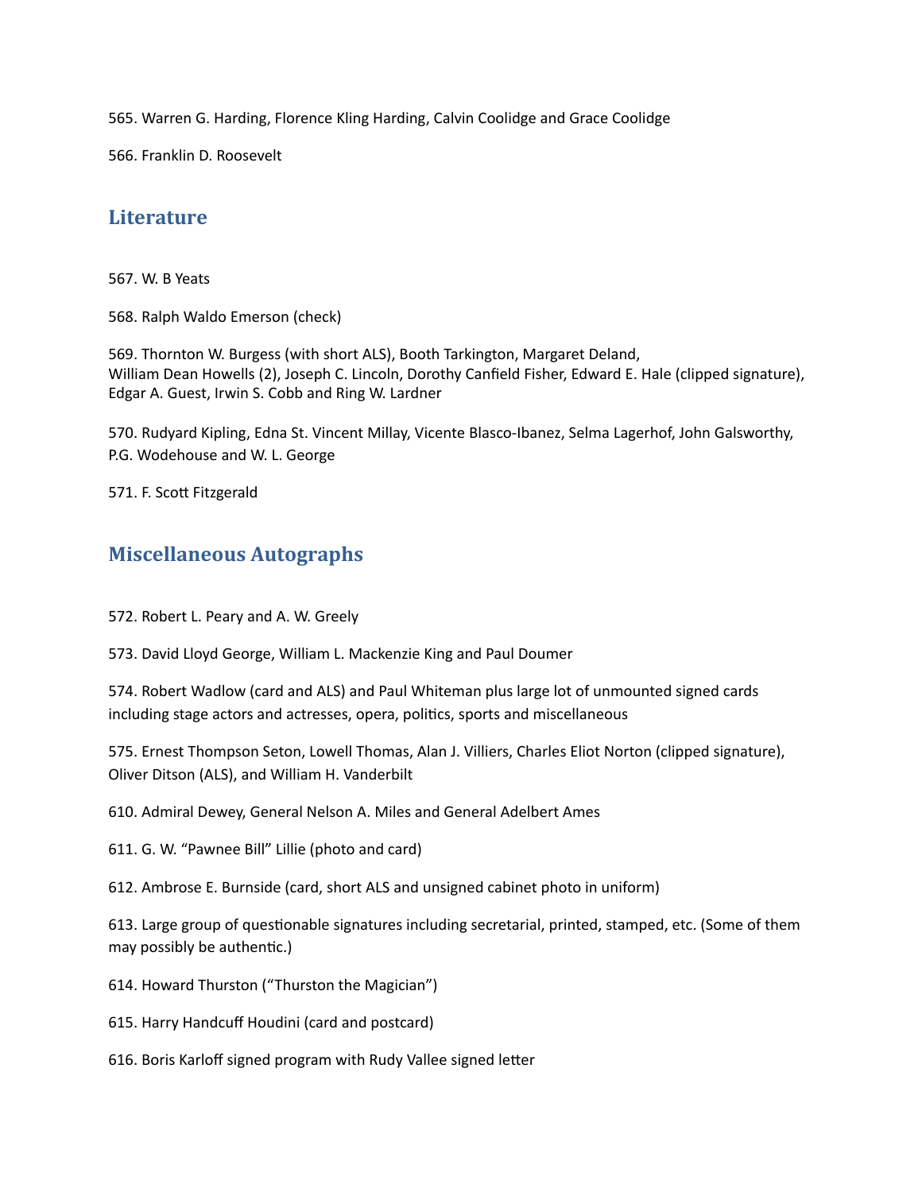565. Warren G. Harding, Florence Kling Harding, Calvin Coolidge and Grace Coolidge

566. Franklin D. Roosevelt

## Literature

567. W. B Yeats

568. Ralph Waldo Emerson (check)

569. Thornton W. Burgess (with short ALS), Booth Tarkington, Margaret Deland, William Dean Howells (2), Joseph C. Lincoln, Dorothy Canfield Fisher, Edward E. Hale (clipped signature), Edgar A. Guest, Irwin S. Cobb and Ring W. Lardner

570. Rudyard Kipling, Edna St. Vincent Millay, Vicente Blasco-Ibanez, Selma Lagerhof, John Galsworthy, P.G. Wodehouse and W. L. George

571. F. Scott Fitzgerald

## Miscellaneous Autographs

572. Robert L. Peary and A. W. Greely

573. David Lloyd George, William L. Mackenzie King and Paul Doumer

574. Robert Wadlow (card and ALS) and Paul Whiteman plus large lot of unmounted signed cards including stage actors and actresses, opera, politics, sports and miscellaneous

575. Ernest Thompson Seton, Lowell Thomas, Alan J. Villiers, Charles Eliot Norton (clipped signature), Oliver Ditson (ALS), and William H. Vanderbilt

610. Admiral Dewey, General Nelson A. Miles and General Adelbert Ames

611. G. W. "Pawnee Bill" Lillie (photo and card)

612. Ambrose E. Burnside (card, short ALS and unsigned cabinet photo in uniform)

613. Large group of questionable signatures including secretarial, printed, stamped, etc. (Some of them may possibly be authentic.)

614. Howard Thurston ("Thurston the Magician")

615. Harry Handcuff Houdini (card and postcard)

616. Boris Karloff signed program with Rudy Vallee signed letter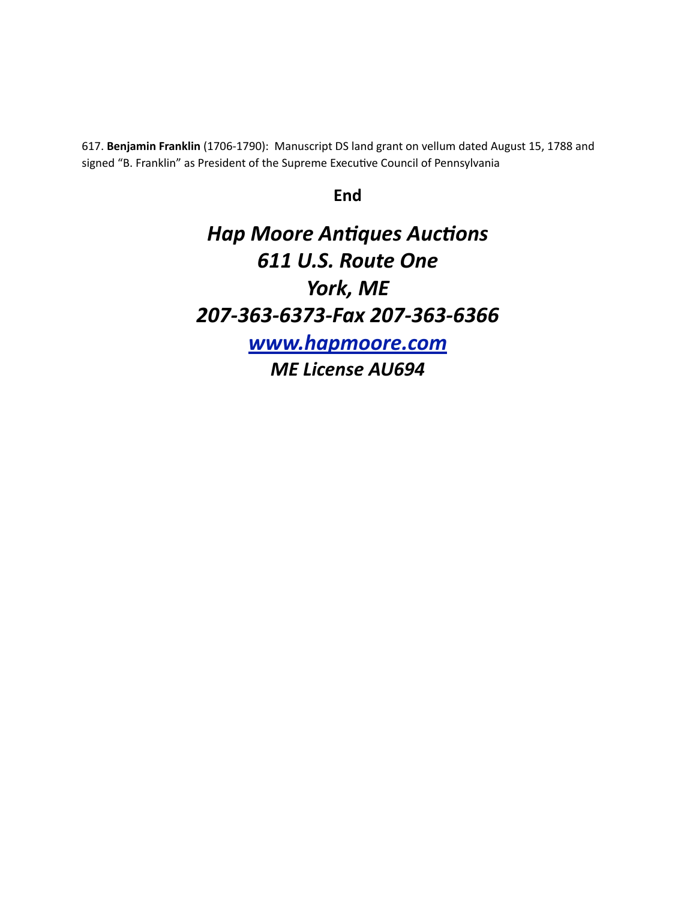617. **Benjamin Franklin** (1706-1790): Manuscript DS land grant on vellum dated August 15, 1788 and signed "B. Franklin" as President of the Supreme Executive Council of Pennsylvania

**End**

***Hap Moore Antiques Auctions***
***611 U.S. Route One***
***York, ME***
***207-363-6373-Fax 207-363-6366***
***www.hapmoore.com***
***ME License AU694***